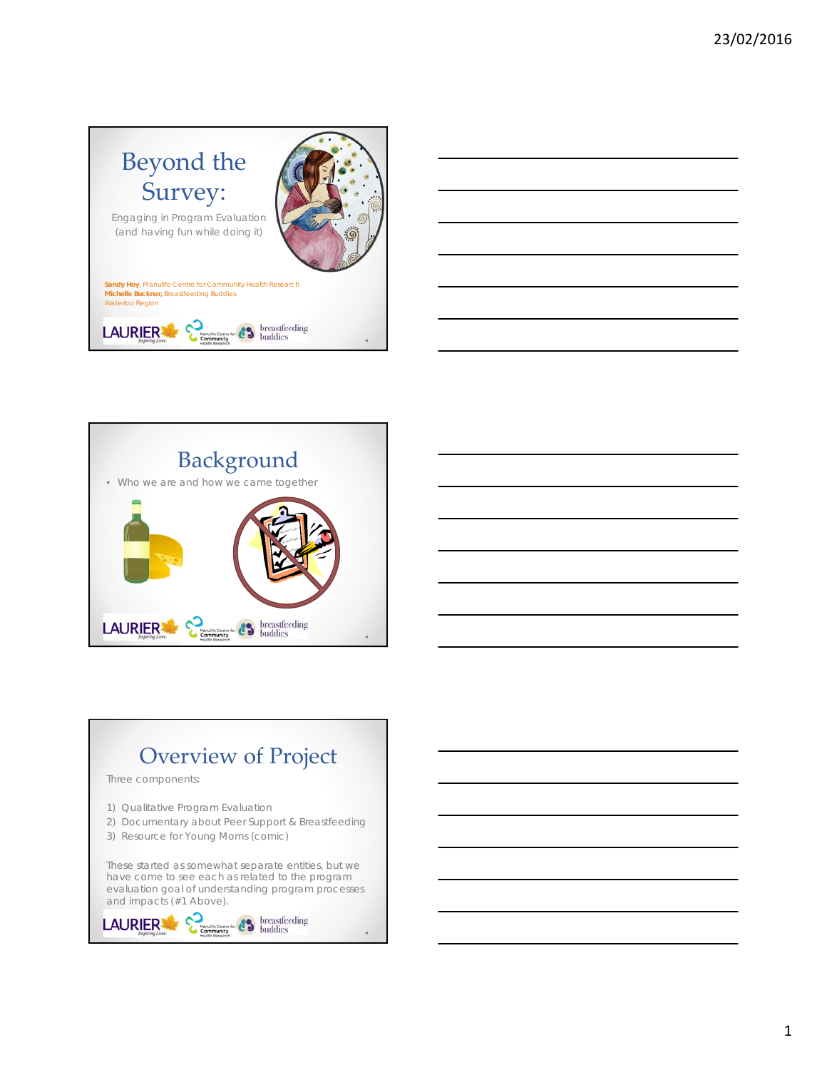# Beyond the Survey:

Engaging in Program Evaluation (and having fun while doing it)

**Sandy Hoy**, Manulife Centre for Community Health Research
**Michelle Buckner**, Breastfeeding Buddies
Waterloo Region

LAURIER Inspiring Lives. | Manulife Centre for Community Health Research | breastfeeding buddies

# Background

- Who we are and how we came together

LAURIER Inspiring Lives. | Manulife Centre for Community Health Research | breastfeeding buddies

# Overview of Project

Three components:

1) Qualitative Program Evaluation
2) Documentary about Peer Support & Breastfeeding
3) Resource for Young Moms (comic)

These started as somewhat separate entities, but we have come to see each as related to the program evaluation goal of understanding program processes and impacts (#1 Above).

LAURIER Inspiring Lives. | Manulife Centre for Community Health Research | breastfeeding buddies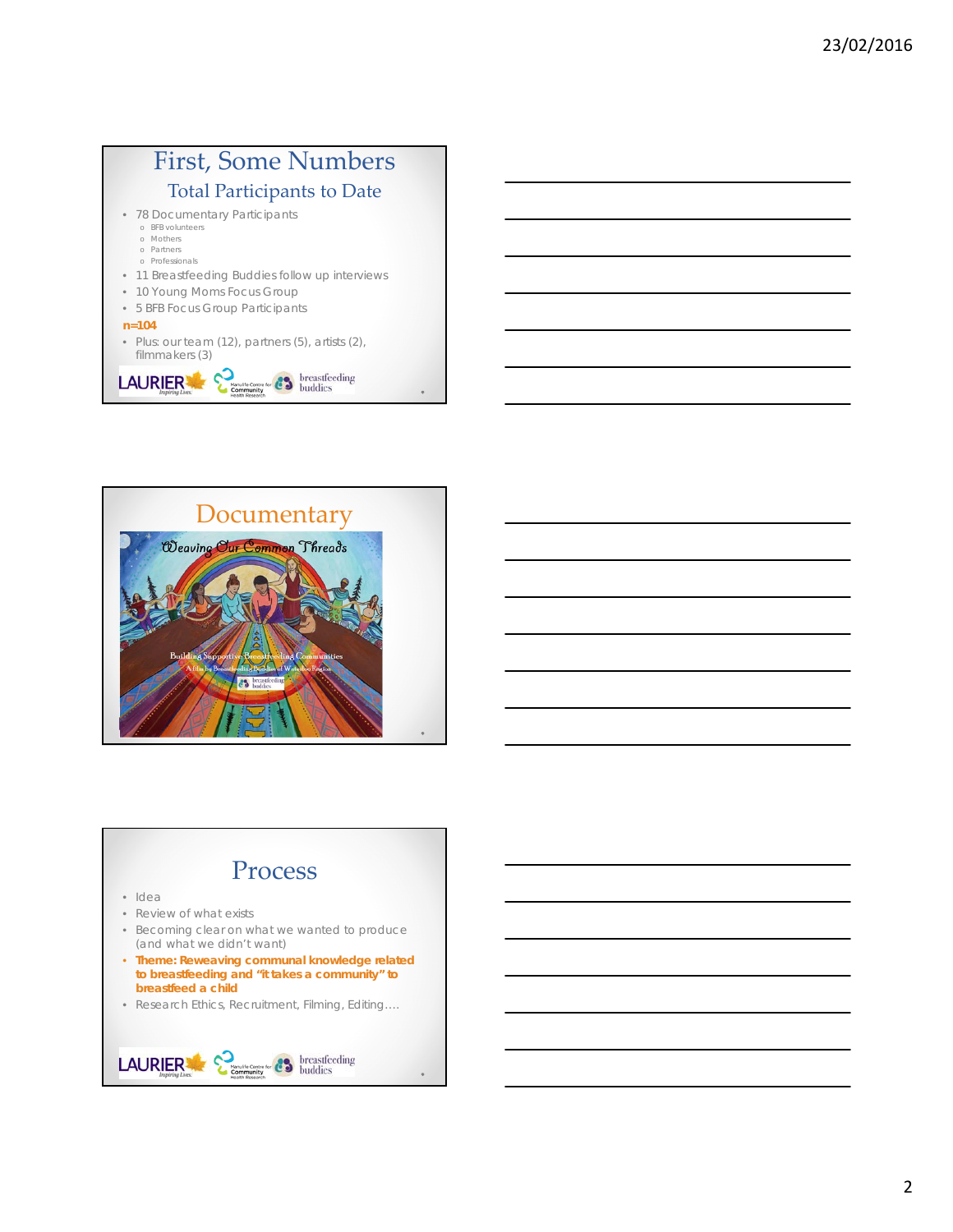# First, Some Numbers

## Total Participants to Date

- 78 Documentary Participants
  - BFB volunteers
  - Mothers
  - Partners
  - Professionals
- 11 Breastfeeding Buddies follow up interviews
- 10 Young Moms Focus Group
- 5 BFB Focus Group Participants

**n=104**

- Plus: our team (12), partners (5), artists (2), filmmakers (3)

LAURIER Inspiring Lives. | Manulife Centre for Community Health Research | breastfeeding buddies

# Documentary

Weaving Our Common Threads

Building Supportive Breastfeeding Communities

A Film by Breastfeeding Buddies of Waterloo Region

breastfeeding buddies

# Process

- Idea
- Review of what exists
- Becoming clear on what we wanted to produce (and what we didn't want)
- **Theme: Reweaving communal knowledge related to breastfeeding and "it takes a community" to breastfeed a child**
- Research Ethics, Recruitment, Filming, Editing….

LAURIER Inspiring Lives. | Manulife Centre for Community Health Research | breastfeeding buddies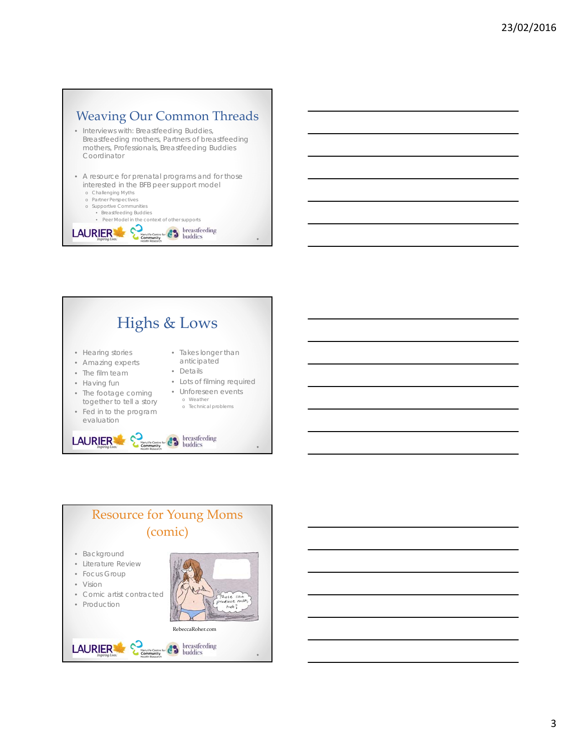## Weaving Our Common Threads

- Interviews with: Breastfeeding Buddies, Breastfeeding mothers, Partners of breastfeeding mothers, Professionals, Breastfeeding Buddies Coordinator
- A resource for prenatal programs and for those interested in the BFB peer support model
  - Challenging Myths
  - Partner Perspectives
  - Supportive Communities
    - Breastfeeding Buddies
    - Peer Model in the context of other supports

## Highs & Lows

- Hearing stories
- Amazing experts
- The film team
- Having fun
- The footage coming together to tell a story
- Fed in to the program evaluation

- Takes longer than anticipated
- Details
- Lots of filming required
- Unforeseen events
  - Weather
  - Technical problems

## Resource for Young Moms (comic)

- Background
- Literature Review
- Focus Group
- Vision
- Comic artist contracted
- Production

RebeccaRoher.com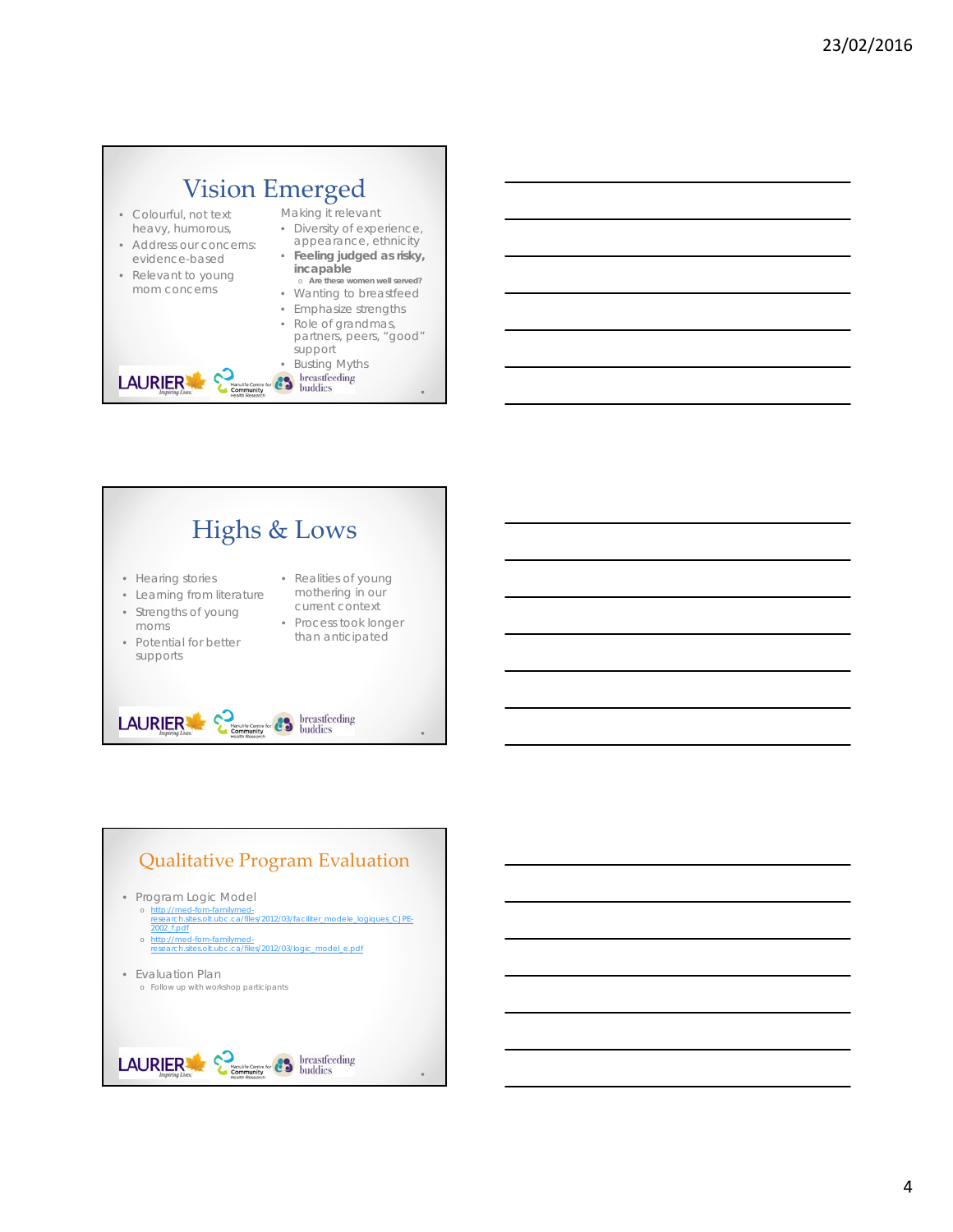## Vision Emerged

- Colourful, not text heavy, humorous,
- Address our concerns: evidence-based
- Relevant to young mom concerns

Making it relevant

- Diversity of experience, appearance, ethnicity
- **Feeling judged as risky, incapable**
  - **Are these women well served?**
- Wanting to breastfeed
- Emphasize strengths
- Role of grandmas, partners, peers, "good" support
- Busting Myths

## Highs & Lows

- Hearing stories
- Learning from literature
- Strengths of young moms
- Potential for better supports

- Realities of young mothering in our current context
- Process took longer than anticipated

## Qualitative Program Evaluation

- Program Logic Model
  - http://med-fom-familymed-research.sites.olt.ubc.ca/files/2012/03/faciliter_modele_logiques_CJPE-2002_f.pdf
  - http://med-fom-familymed-research.sites.olt.ubc.ca/files/2012/03/logic_model_e.pdf
- Evaluation Plan
  - Follow up with workshop participants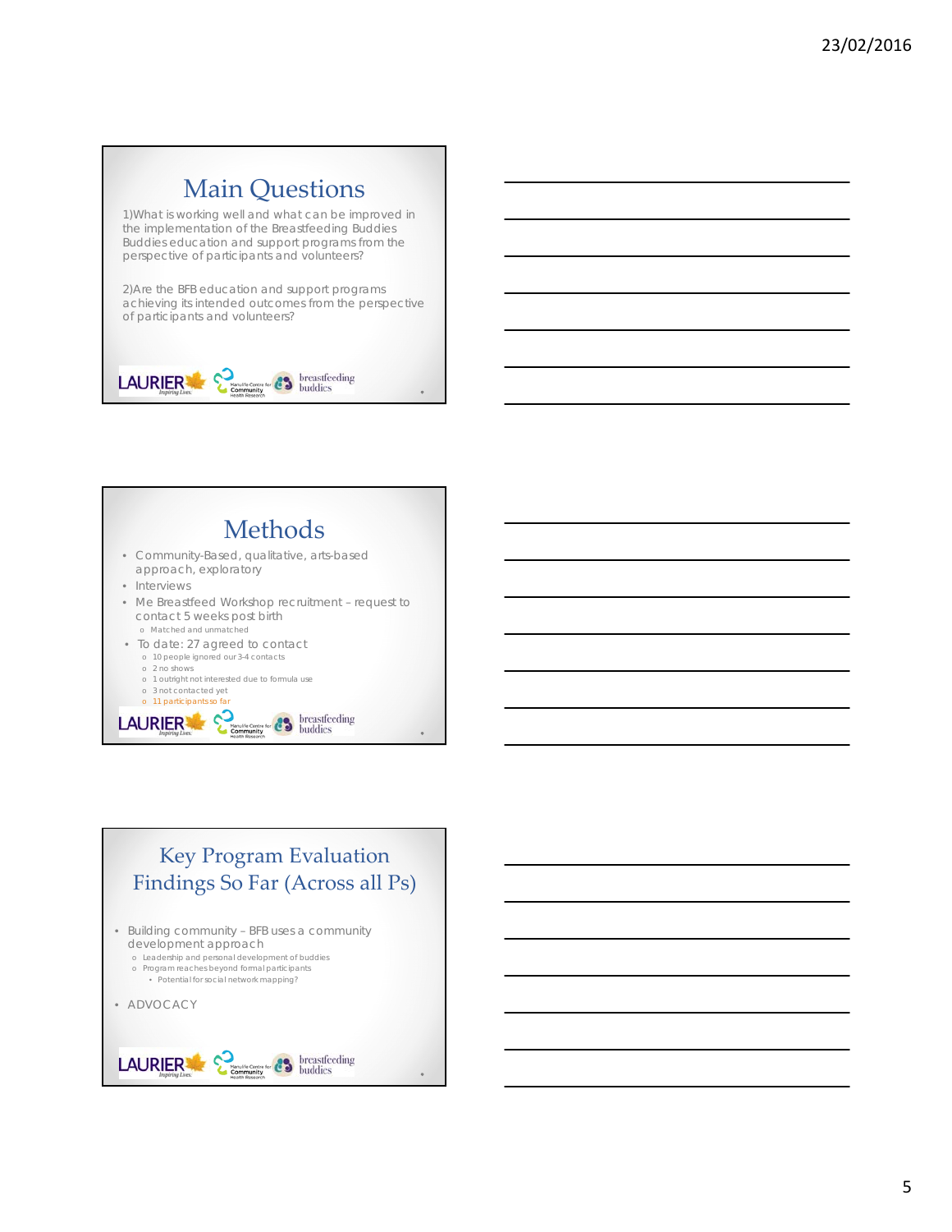# Main Questions

1)What is working well and what can be improved in the implementation of the Breastfeeding Buddies Buddies education and support programs from the perspective of participants and volunteers?

2)Are the BFB education and support programs achieving its intended outcomes from the perspective of participants and volunteers?

# Methods

- Community-Based, qualitative, arts-based approach, exploratory
- Interviews
- Me Breastfeed Workshop recruitment – request to contact 5 weeks post birth
  - Matched and unmatched
- To date: 27 agreed to contact
  - 10 people ignored our 3-4 contacts
  - 2 no shows
  - 1 outright not interested due to formula use
  - 3 not contacted yet
  - 11 participants so far

# Key Program Evaluation Findings So Far (Across all Ps)

- Building community – BFB uses a community development approach
  - Leadership and personal development of buddies
  - Program reaches beyond formal participants
    - Potential for social network mapping?
- ADVOCACY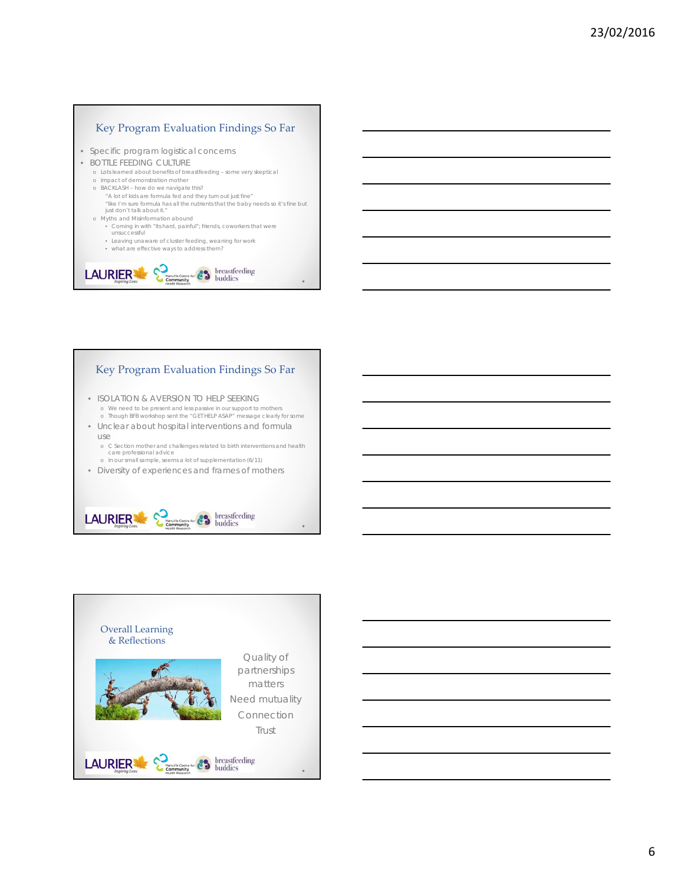## Key Program Evaluation Findings So Far

- Specific program logistical concerns
- BOTTLE FEEDING CULTURE
  - Lots learned about benefits of breastfeeding – some very skeptical
  - Impact of demonstration mother
  - BACKLASH – how do we navigate this?
    - "A lot of kids are formula fed and they turn out just fine"
    - "like I'm sure formula has all the nutrients that the baby needs so it's fine but just don't talk about it."
  - Myths and Misinformation abound
    - Coming in with "Its hard, painful"; friends, coworkers that were unsuccessful
    - Leaving unaware of cluster feeding, weaning for work
    - what are effective ways to address them?

## Key Program Evaluation Findings So Far

- ISOLATION & AVERSION TO HELP SEEKING
  - We need to be present and less passive in our support to mothers
  - Though BFB workshop sent the "GET HELP ASAP" message clearly for some
- Unclear about hospital interventions and formula use
  - C Section mother and challenges related to birth interventions and health care professional advice
  - In our small sample, seems a lot of supplementation (6/11)
- Diversity of experiences and frames of mothers

## Overall Learning & Reflections

Quality of partnerships matters

Need mutuality

Connection

Trust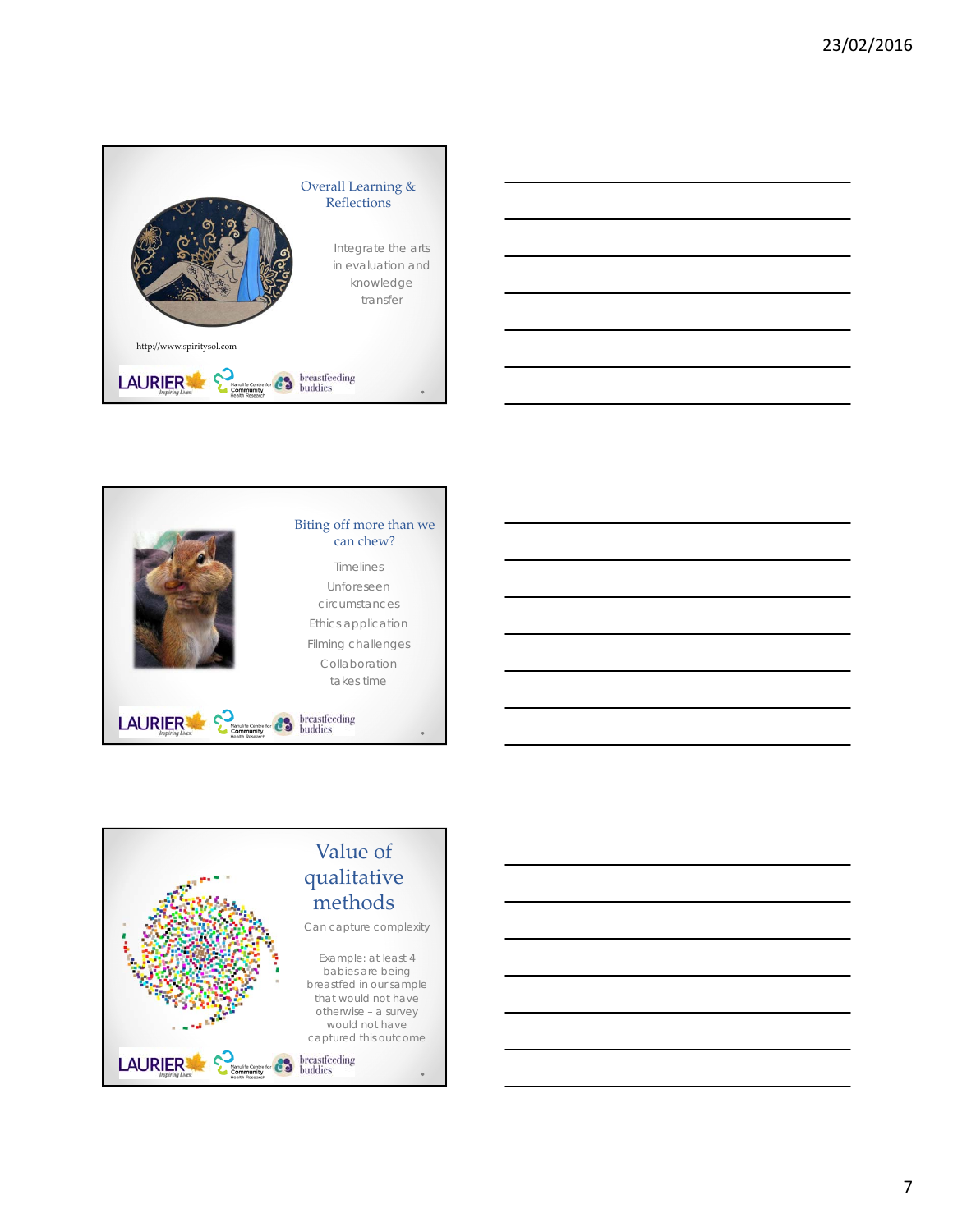## Overall Learning & Reflections

Integrate the arts in evaluation and knowledge transfer

http://www.spiritysol.com

LAURIER Inspiring Lives. | Manulife Centre for Community Health Research | breastfeeding buddies

## Biting off more than we can chew?

Timelines

Unforeseen circumstances

Ethics application

Filming challenges

Collaboration takes time

LAURIER Inspiring Lives. | Manulife Centre for Community Health Research | breastfeeding buddies

## Value of qualitative methods

Can capture complexity

Example: at least 4 babies are being breastfed in our sample that would not have otherwise – a survey would not have captured this outcome

LAURIER Inspiring Lives. | Manulife Centre for Community Health Research | breastfeeding buddies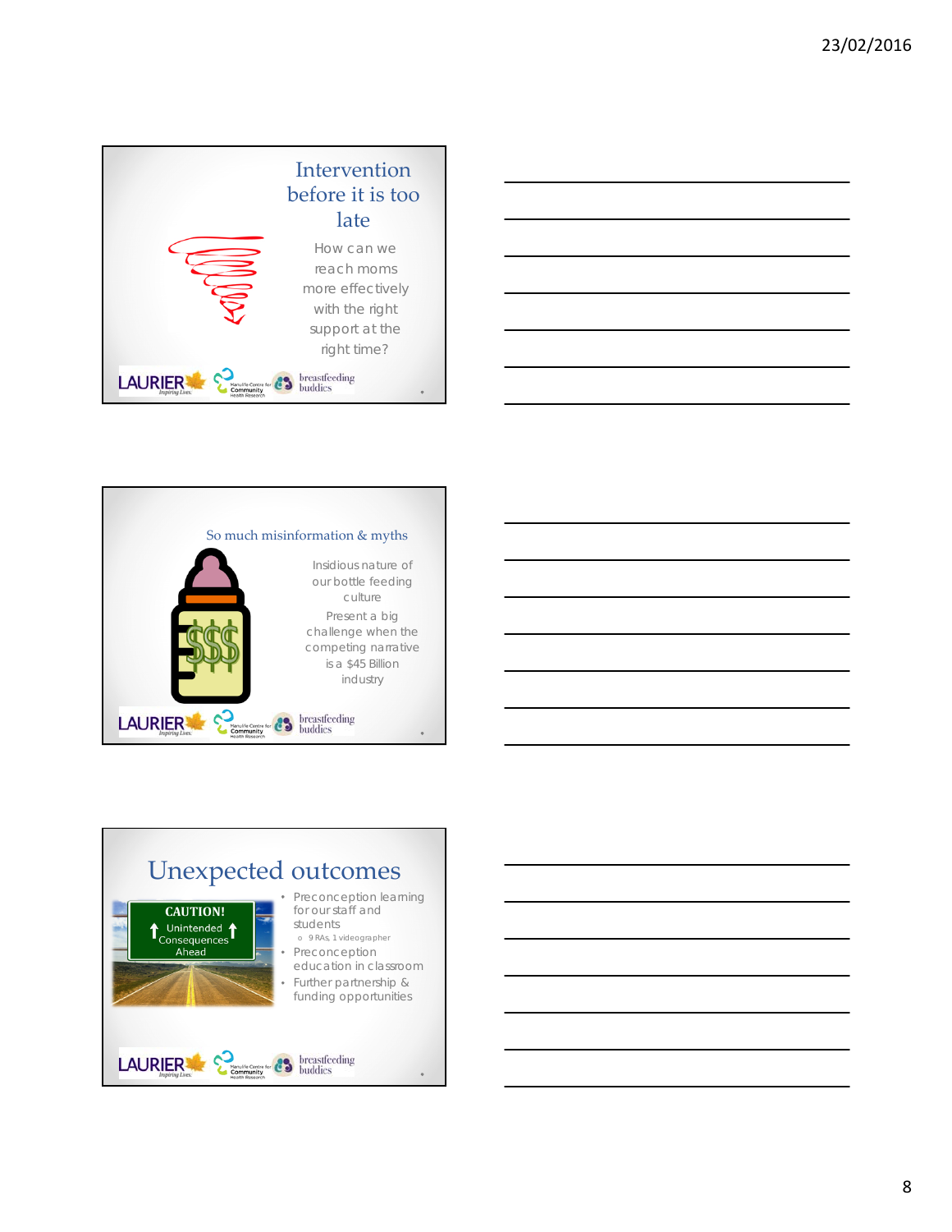## Intervention before it is too late

How can we reach moms more effectively with the right support at the right time?

LAURIER Inspiring Lives. | Manulife Centre for Community Health Research | breastfeeding buddies

## So much misinformation & myths

Insidious nature of our bottle feeding culture

Present a big challenge when the competing narrative is a $45 Billion industry

LAURIER Inspiring Lives. | Manulife Centre for Community Health Research | breastfeeding buddies

## Unexpected outcomes

CAUTION! Unintended Consequences Ahead

- Preconception learning for our staff and students
  - 9 RAs, 1 videographer
- Preconception education in classroom
- Further partnership & funding opportunities

LAURIER Inspiring Lives. | Manulife Centre for Community Health Research | breastfeeding buddies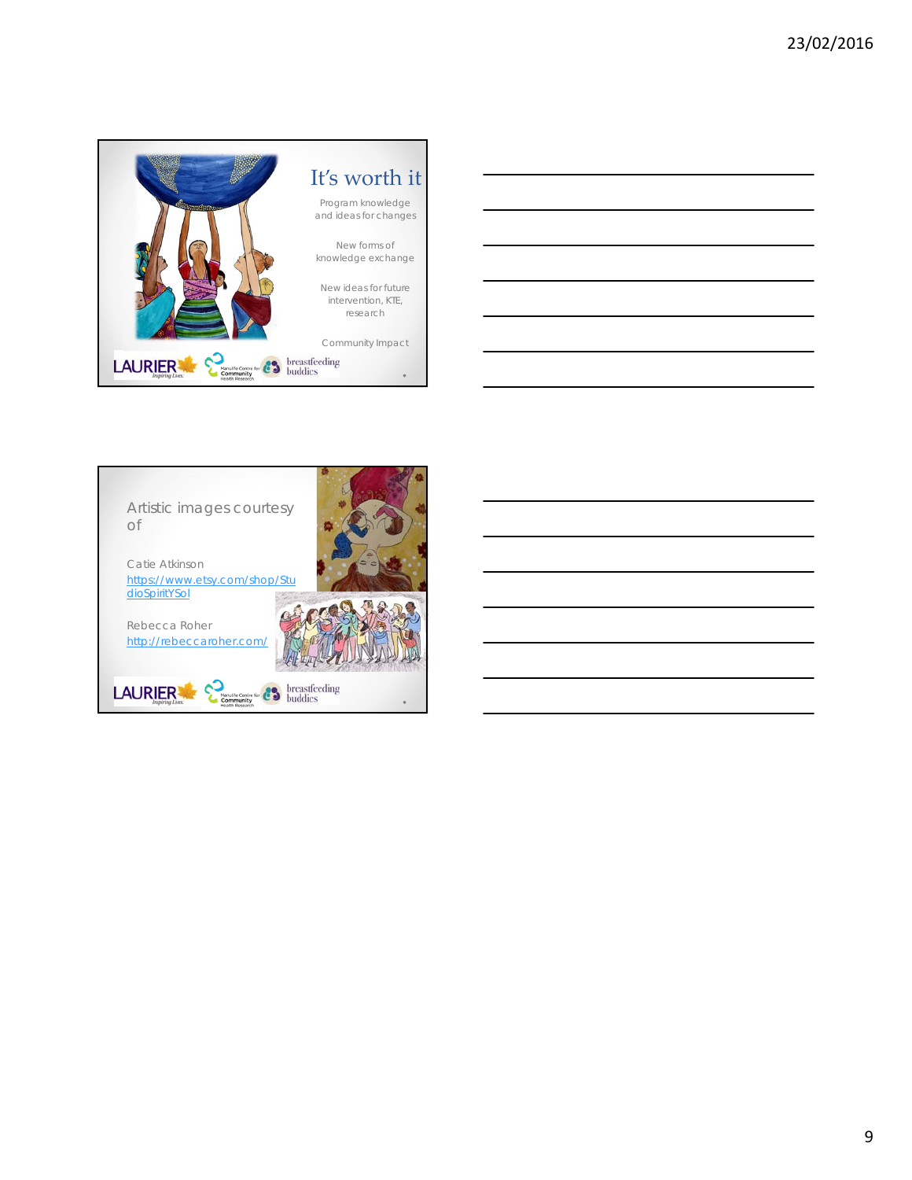## It's worth it

Program knowledge and ideas for changes

New forms of knowledge exchange

New ideas for future intervention, KTE, research

Community Impact

LAURIER Inspiring Lives. Manulife Centre for Community Health Research breastfeeding buddies

---

Artistic images courtesy of

Catie Atkinson
https://www.etsy.com/shop/StudioSpiritYSol

Rebecca Roher
http://rebeccaroher.com/

LAURIER Inspiring Lives. Manulife Centre for Community Health Research breastfeeding buddies